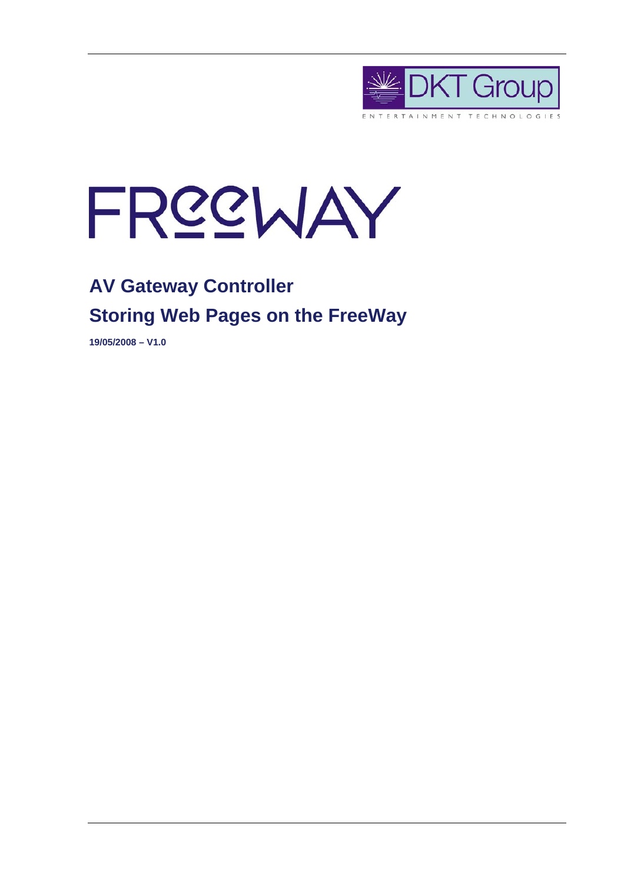DKT Group

ENTERTAINMENT TECHNOLOGIES

# FREEWAY

## AV Gateway Controller

## Storing Web Pages on the FreeWay

**19/05/2008 – V1.0**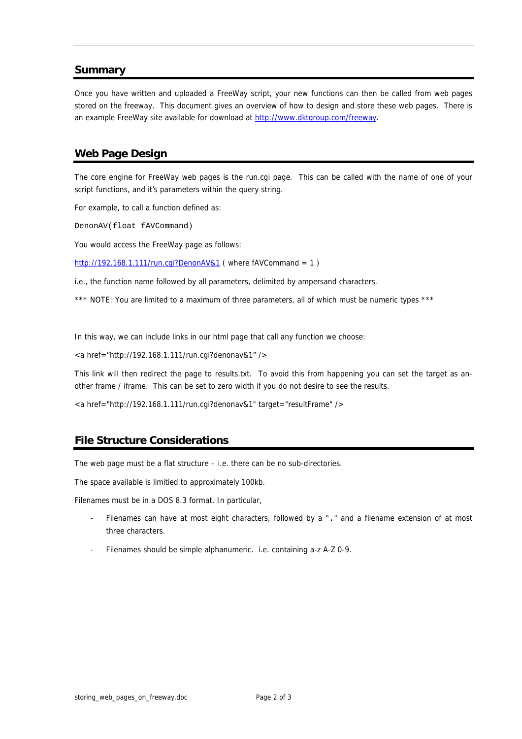## Summary

Once you have written and uploaded a FreeWay script, your new functions can then be called from web pages stored on the freeway. This document gives an overview of how to design and store these web pages. There is an example FreeWay site available for download at http://www.dktgroup.com/freeway.

## Web Page Design

The core engine for FreeWay web pages is the run.cgi page. This can be called with the name of one of your script functions, and it's parameters within the query string.

For example, to call a function defined as:

```
DenonAV(float fAVCommand)
```

You would access the FreeWay page as follows:

http://192.168.1.111/run.cgi?DenonAV&1 ( where fAVCommand = 1 )

i.e., the function name followed by all parameters, delimited by ampersand characters.

*** NOTE: You are limited to a maximum of three parameters, all of which must be numeric types ***

In this way, we can include links in our html page that call any function we choose:

<a href="http://192.168.1.111/run.cgi?denonav&1" />

This link will then redirect the page to results.txt. To avoid this from happening you can set the target as another frame / iframe. This can be set to zero width if you do not desire to see the results.

<a href="http://192.168.1.111/run.cgi?denonav&1" target="resultFrame" />

## File Structure Considerations

The web page must be a flat structure – i.e. there can be no sub-directories.

The space available is limitied to approximately 100kb.

Filenames must be in a DOS 8.3 format. In particular,

- Filenames can have at most eight characters, followed by a "." and a filename extension of at most three characters.
- Filenames should be simple alphanumeric. i.e. containing a-z A-Z 0-9.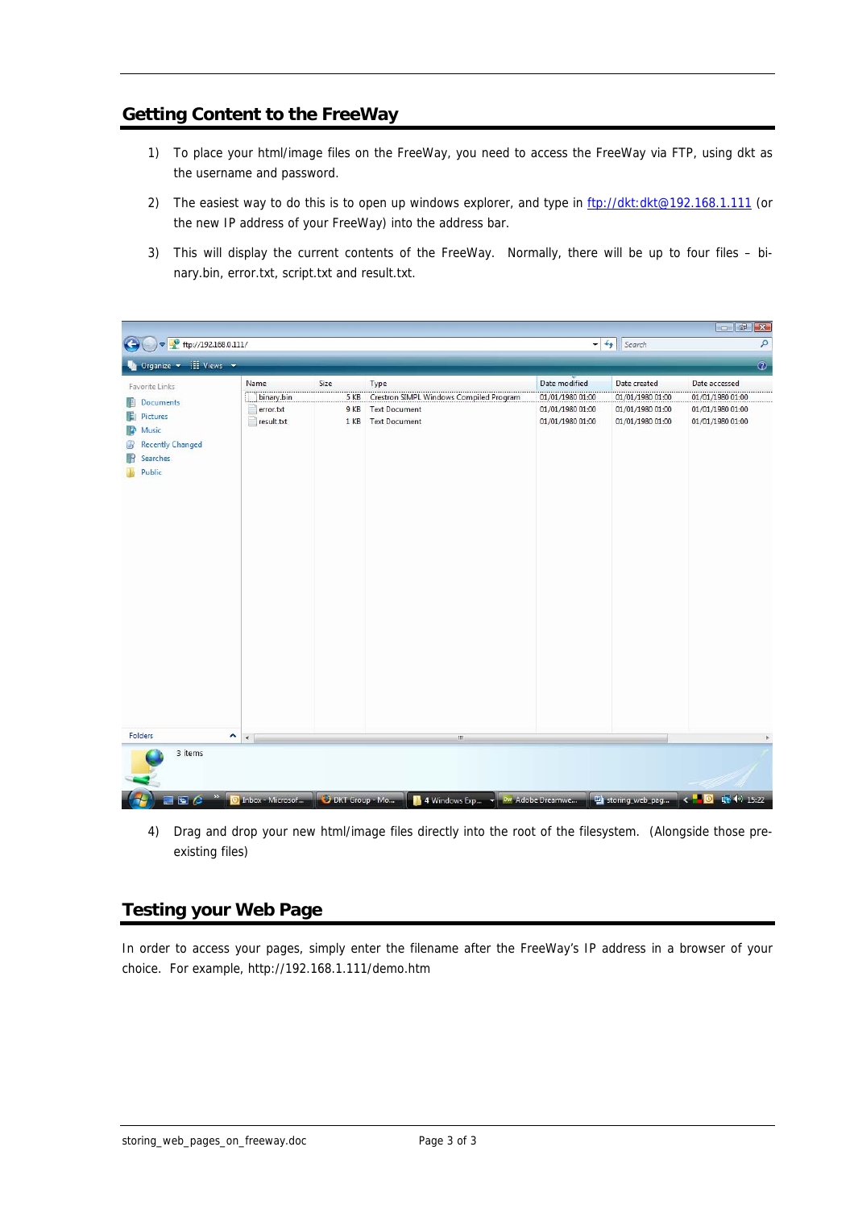## Getting Content to the FreeWay

1) To place your html/image files on the FreeWay, you need to access the FreeWay via FTP, using dkt as the username and password.

2) The easiest way to do this is to open up windows explorer, and type in ftp://dkt:dkt@192.168.1.111 (or the new IP address of your FreeWay) into the address bar.

3) This will display the current contents of the FreeWay. Normally, there will be up to four files – binary.bin, error.txt, script.txt and result.txt.

4) Drag and drop your new html/image files directly into the root of the filesystem. (Alongside those pre-existing files)

## Testing your Web Page

In order to access your pages, simply enter the filename after the FreeWay's IP address in a browser of your choice. For example, http://192.168.1.111/demo.htm